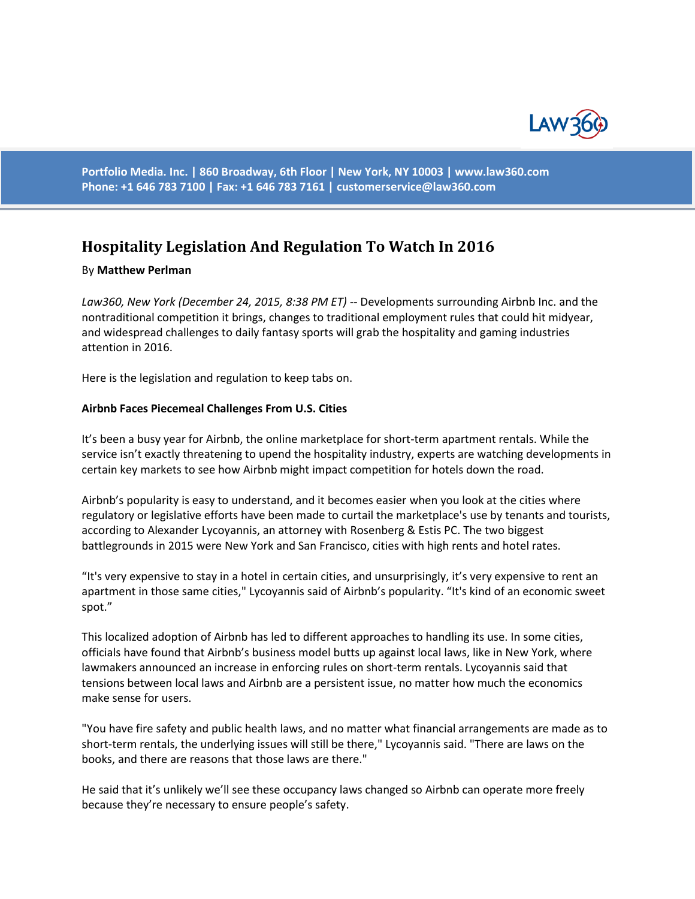# Hospitality Legislation And Regulation To Watch In 2016

By **Matthew Perlman**

*Law360, New York (December 24, 2015, 8:38 PM ET)* -- Developments surrounding Airbnb Inc. and the nontraditional competition it brings, changes to traditional employment rules that could hit midyear, and widespread challenges to daily fantasy sports will grab the hospitality and gaming industries attention in 2016.

Here is the legislation and regulation to keep tabs on.

**Airbnb Faces Piecemeal Challenges From U.S. Cities**

It's been a busy year for Airbnb, the online marketplace for short-term apartment rentals. While the service isn't exactly threatening to upend the hospitality industry, experts are watching developments in certain key markets to see how Airbnb might impact competition for hotels down the road.

Airbnb's popularity is easy to understand, and it becomes easier when you look at the cities where regulatory or legislative efforts have been made to curtail the marketplace's use by tenants and tourists, according to Alexander Lycoyannis, an attorney with Rosenberg & Estis PC. The two biggest battlegrounds in 2015 were New York and San Francisco, cities with high rents and hotel rates.

“It's very expensive to stay in a hotel in certain cities, and unsurprisingly, it's very expensive to rent an apartment in those same cities," Lycoyannis said of Airbnb's popularity. “It's kind of an economic sweet spot.”

This localized adoption of Airbnb has led to different approaches to handling its use. In some cities, officials have found that Airbnb's business model butts up against local laws, like in New York, where lawmakers announced an increase in enforcing rules on short-term rentals. Lycoyannis said that tensions between local laws and Airbnb are a persistent issue, no matter how much the economics make sense for users.

"You have fire safety and public health laws, and no matter what financial arrangements are made as to short-term rentals, the underlying issues will still be there," Lycoyannis said. "There are laws on the books, and there are reasons that those laws are there."

He said that it's unlikely we'll see these occupancy laws changed so Airbnb can operate more freely because they're necessary to ensure people's safety.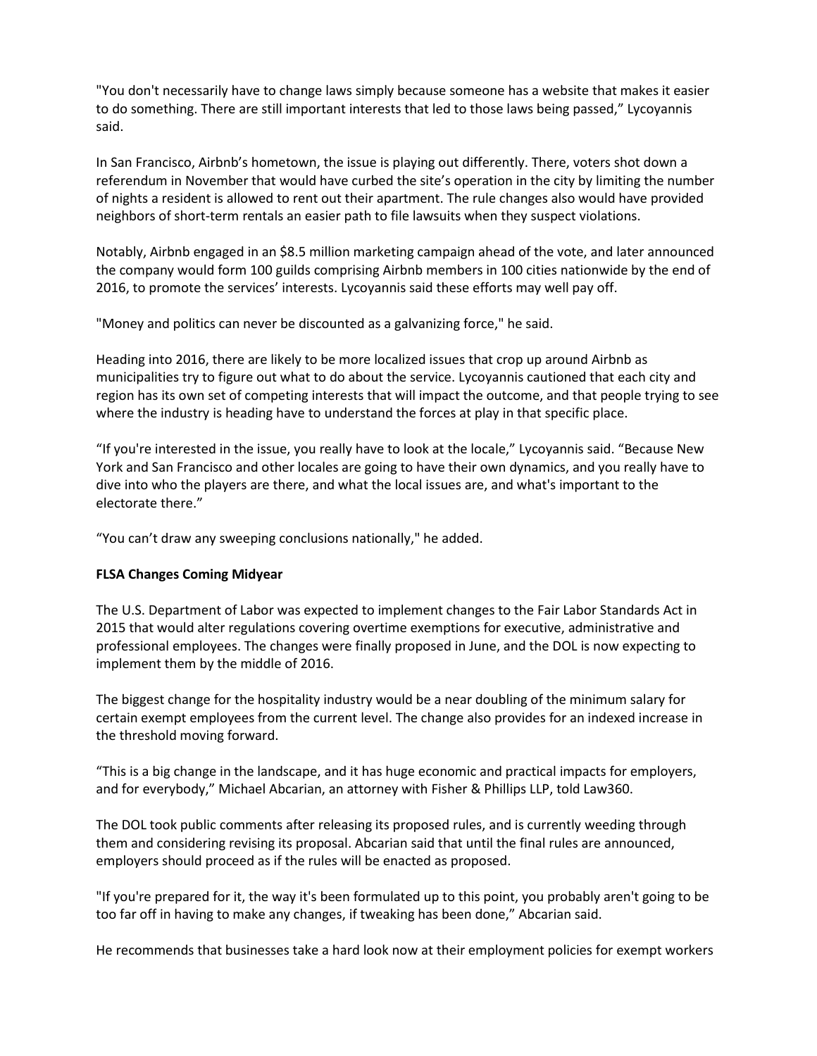"You don't necessarily have to change laws simply because someone has a website that makes it easier to do something. There are still important interests that led to those laws being passed," Lycoyannis said.

In San Francisco, Airbnb's hometown, the issue is playing out differently. There, voters shot down a referendum in November that would have curbed the site's operation in the city by limiting the number of nights a resident is allowed to rent out their apartment. The rule changes also would have provided neighbors of short-term rentals an easier path to file lawsuits when they suspect violations.

Notably, Airbnb engaged in an $8.5 million marketing campaign ahead of the vote, and later announced the company would form 100 guilds comprising Airbnb members in 100 cities nationwide by the end of 2016, to promote the services' interests. Lycoyannis said these efforts may well pay off.

"Money and politics can never be discounted as a galvanizing force," he said.

Heading into 2016, there are likely to be more localized issues that crop up around Airbnb as municipalities try to figure out what to do about the service. Lycoyannis cautioned that each city and region has its own set of competing interests that will impact the outcome, and that people trying to see where the industry is heading have to understand the forces at play in that specific place.

"If you're interested in the issue, you really have to look at the locale," Lycoyannis said. "Because New York and San Francisco and other locales are going to have their own dynamics, and you really have to dive into who the players are there, and what the local issues are, and what's important to the electorate there."

"You can't draw any sweeping conclusions nationally," he added.

**FLSA Changes Coming Midyear**

The U.S. Department of Labor was expected to implement changes to the Fair Labor Standards Act in 2015 that would alter regulations covering overtime exemptions for executive, administrative and professional employees. The changes were finally proposed in June, and the DOL is now expecting to implement them by the middle of 2016.

The biggest change for the hospitality industry would be a near doubling of the minimum salary for certain exempt employees from the current level. The change also provides for an indexed increase in the threshold moving forward.

"This is a big change in the landscape, and it has huge economic and practical impacts for employers, and for everybody," Michael Abcarian, an attorney with Fisher & Phillips LLP, told Law360.

The DOL took public comments after releasing its proposed rules, and is currently weeding through them and considering revising its proposal. Abcarian said that until the final rules are announced, employers should proceed as if the rules will be enacted as proposed.

"If you're prepared for it, the way it's been formulated up to this point, you probably aren't going to be too far off in having to make any changes, if tweaking has been done," Abcarian said.

He recommends that businesses take a hard look now at their employment policies for exempt workers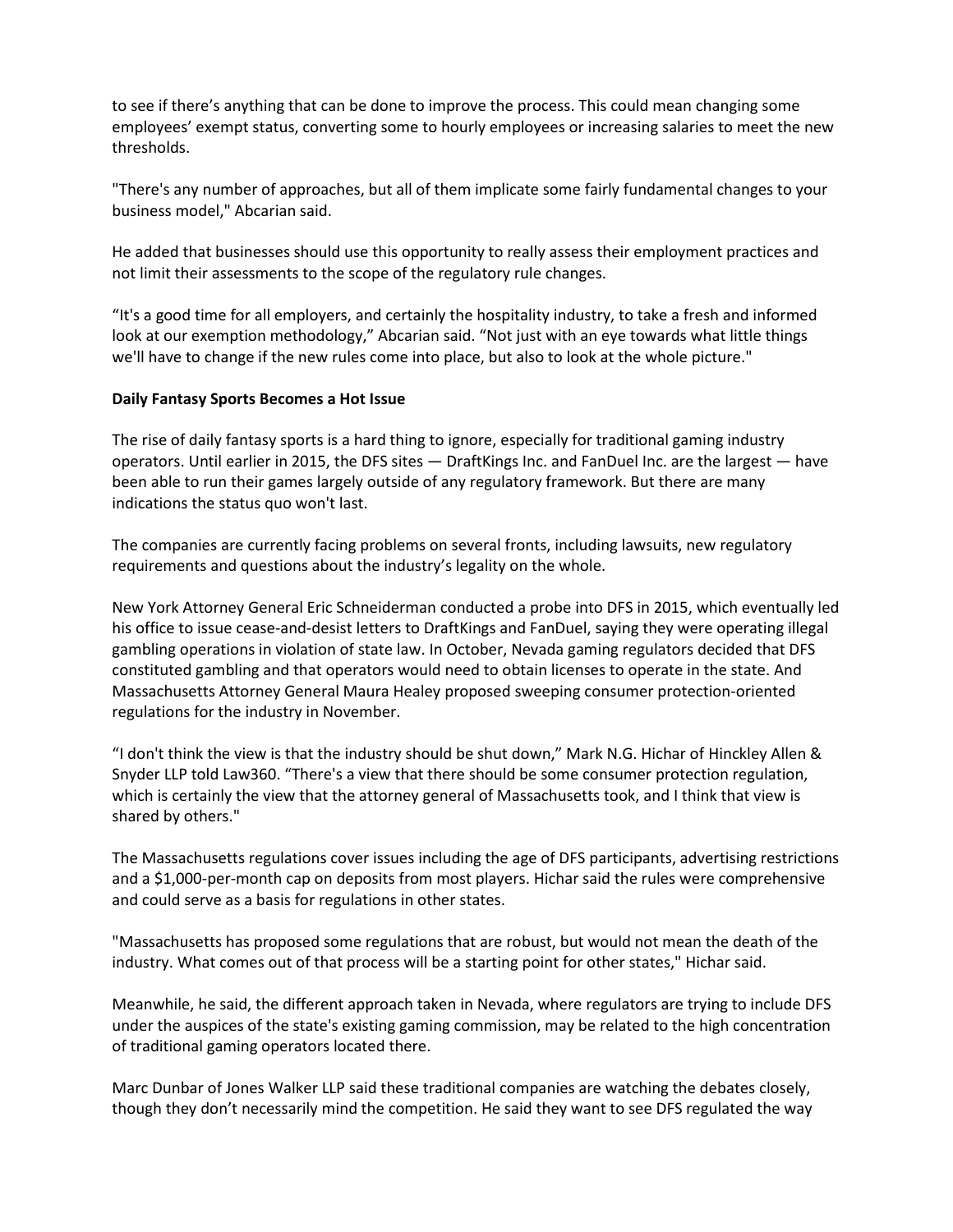to see if there's anything that can be done to improve the process. This could mean changing some employees' exempt status, converting some to hourly employees or increasing salaries to meet the new thresholds.

"There's any number of approaches, but all of them implicate some fairly fundamental changes to your business model," Abcarian said.

He added that businesses should use this opportunity to really assess their employment practices and not limit their assessments to the scope of the regulatory rule changes.

"It's a good time for all employers, and certainly the hospitality industry, to take a fresh and informed look at our exemption methodology," Abcarian said. "Not just with an eye towards what little things we'll have to change if the new rules come into place, but also to look at the whole picture."

**Daily Fantasy Sports Becomes a Hot Issue**

The rise of daily fantasy sports is a hard thing to ignore, especially for traditional gaming industry operators. Until earlier in 2015, the DFS sites — DraftKings Inc. and FanDuel Inc. are the largest — have been able to run their games largely outside of any regulatory framework. But there are many indications the status quo won't last.

The companies are currently facing problems on several fronts, including lawsuits, new regulatory requirements and questions about the industry's legality on the whole.

New York Attorney General Eric Schneiderman conducted a probe into DFS in 2015, which eventually led his office to issue cease-and-desist letters to DraftKings and FanDuel, saying they were operating illegal gambling operations in violation of state law. In October, Nevada gaming regulators decided that DFS constituted gambling and that operators would need to obtain licenses to operate in the state. And Massachusetts Attorney General Maura Healey proposed sweeping consumer protection-oriented regulations for the industry in November.

"I don't think the view is that the industry should be shut down," Mark N.G. Hichar of Hinckley Allen & Snyder LLP told Law360. "There's a view that there should be some consumer protection regulation, which is certainly the view that the attorney general of Massachusetts took, and I think that view is shared by others."

The Massachusetts regulations cover issues including the age of DFS participants, advertising restrictions and a $1,000-per-month cap on deposits from most players. Hichar said the rules were comprehensive and could serve as a basis for regulations in other states.

"Massachusetts has proposed some regulations that are robust, but would not mean the death of the industry. What comes out of that process will be a starting point for other states," Hichar said.

Meanwhile, he said, the different approach taken in Nevada, where regulators are trying to include DFS under the auspices of the state's existing gaming commission, may be related to the high concentration of traditional gaming operators located there.

Marc Dunbar of Jones Walker LLP said these traditional companies are watching the debates closely, though they don't necessarily mind the competition. He said they want to see DFS regulated the way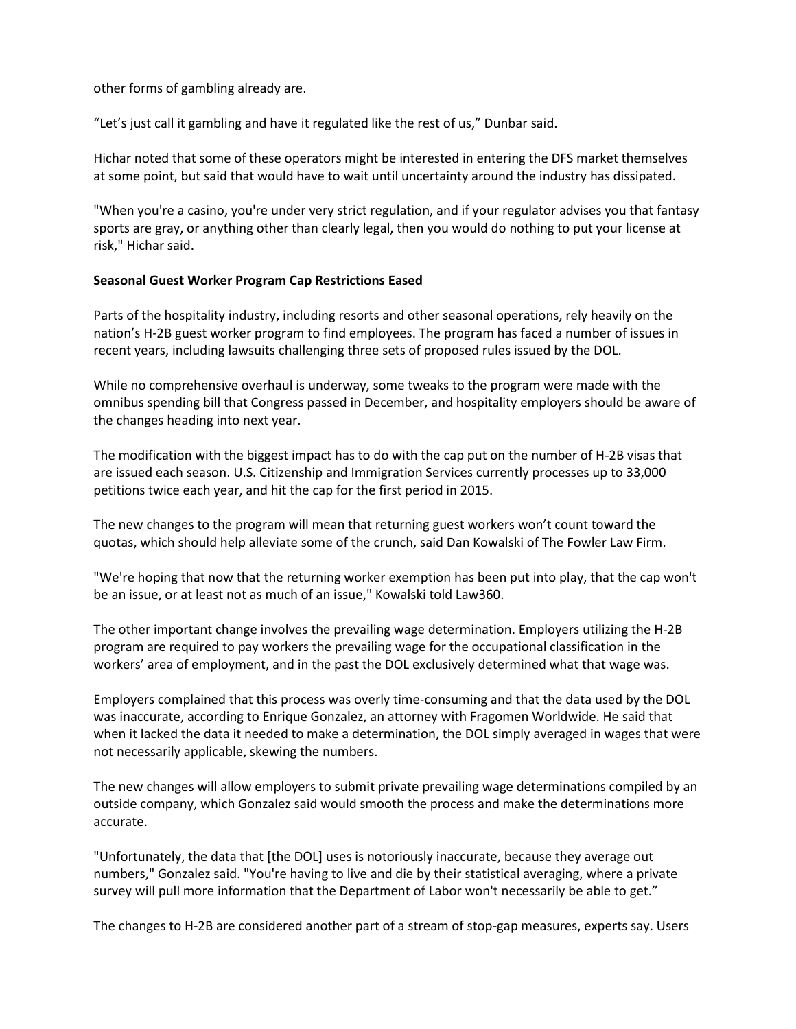other forms of gambling already are.

“Let’s just call it gambling and have it regulated like the rest of us,” Dunbar said.

Hichar noted that some of these operators might be interested in entering the DFS market themselves at some point, but said that would have to wait until uncertainty around the industry has dissipated.

"When you're a casino, you're under very strict regulation, and if your regulator advises you that fantasy sports are gray, or anything other than clearly legal, then you would do nothing to put your license at risk," Hichar said.

**Seasonal Guest Worker Program Cap Restrictions Eased**

Parts of the hospitality industry, including resorts and other seasonal operations, rely heavily on the nation’s H-2B guest worker program to find employees. The program has faced a number of issues in recent years, including lawsuits challenging three sets of proposed rules issued by the DOL.

While no comprehensive overhaul is underway, some tweaks to the program were made with the omnibus spending bill that Congress passed in December, and hospitality employers should be aware of the changes heading into next year.

The modification with the biggest impact has to do with the cap put on the number of H-2B visas that are issued each season. U.S. Citizenship and Immigration Services currently processes up to 33,000 petitions twice each year, and hit the cap for the first period in 2015.

The new changes to the program will mean that returning guest workers won’t count toward the quotas, which should help alleviate some of the crunch, said Dan Kowalski of The Fowler Law Firm.

"We're hoping that now that the returning worker exemption has been put into play, that the cap won't be an issue, or at least not as much of an issue," Kowalski told Law360.

The other important change involves the prevailing wage determination. Employers utilizing the H-2B program are required to pay workers the prevailing wage for the occupational classification in the workers’ area of employment, and in the past the DOL exclusively determined what that wage was.

Employers complained that this process was overly time-consuming and that the data used by the DOL was inaccurate, according to Enrique Gonzalez, an attorney with Fragomen Worldwide. He said that when it lacked the data it needed to make a determination, the DOL simply averaged in wages that were not necessarily applicable, skewing the numbers.

The new changes will allow employers to submit private prevailing wage determinations compiled by an outside company, which Gonzalez said would smooth the process and make the determinations more accurate.

"Unfortunately, the data that [the DOL] uses is notoriously inaccurate, because they average out numbers," Gonzalez said. "You're having to live and die by their statistical averaging, where a private survey will pull more information that the Department of Labor won't necessarily be able to get.”

The changes to H-2B are considered another part of a stream of stop-gap measures, experts say. Users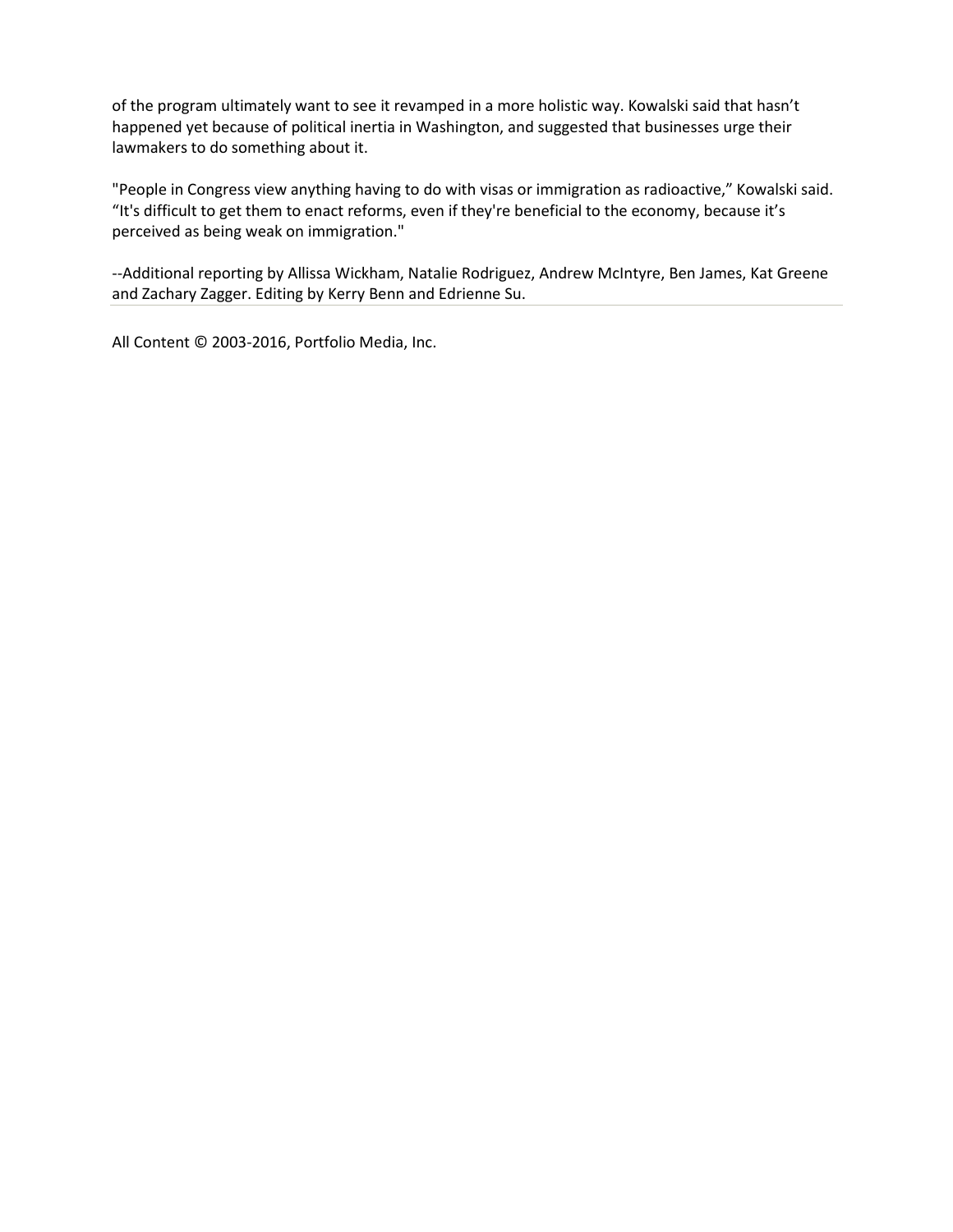of the program ultimately want to see it revamped in a more holistic way. Kowalski said that hasn't happened yet because of political inertia in Washington, and suggested that businesses urge their lawmakers to do something about it.

"People in Congress view anything having to do with visas or immigration as radioactive," Kowalski said. "It's difficult to get them to enact reforms, even if they're beneficial to the economy, because it's perceived as being weak on immigration."

--Additional reporting by Allissa Wickham, Natalie Rodriguez, Andrew McIntyre, Ben James, Kat Greene and Zachary Zagger. Editing by Kerry Benn and Edrienne Su.

---

All Content © 2003-2016, Portfolio Media, Inc.